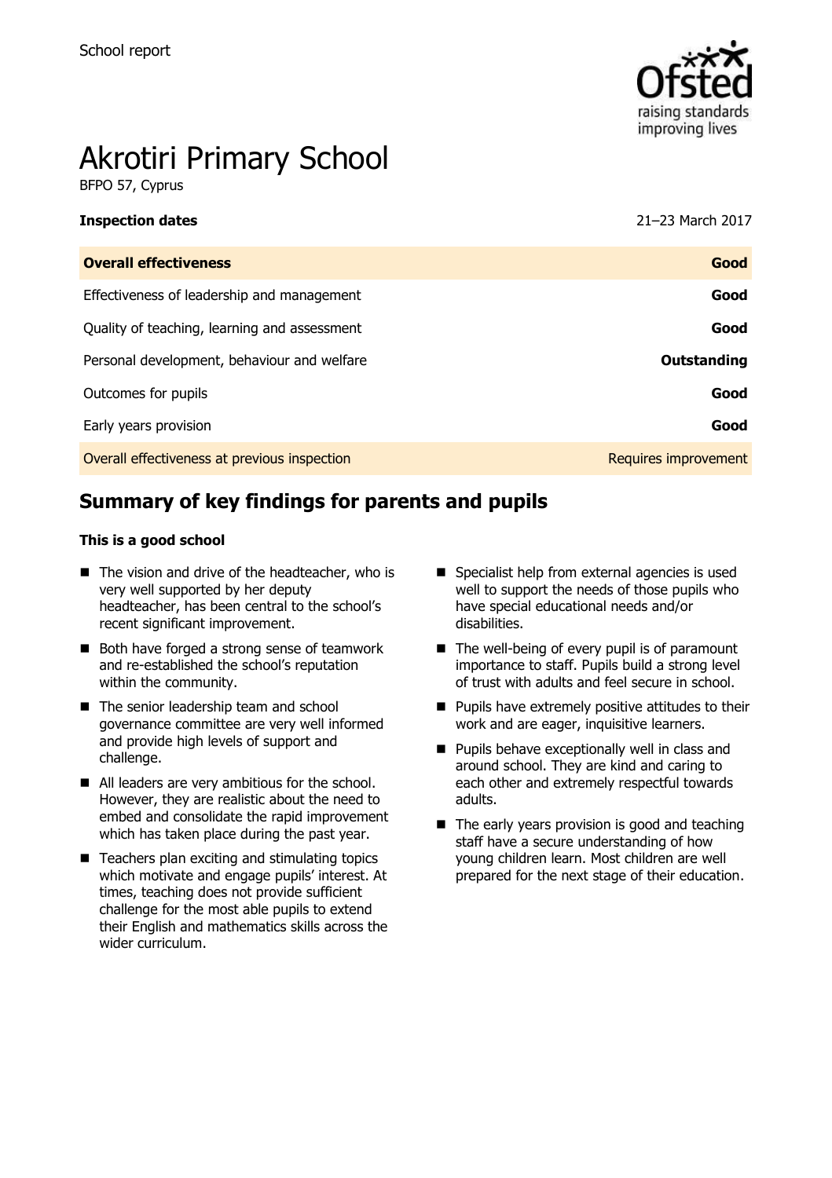School report

# Akrotiri Primary School

BFPO 57, Cyprus

| **Inspection dates** | 21–23 March 2017 |
| --- | --- |
| **Overall effectiveness** | **Good** |
| Effectiveness of leadership and management | **Good** |
| Quality of teaching, learning and assessment | **Good** |
| Personal development, behaviour and welfare | **Outstanding** |
| Outcomes for pupils | **Good** |
| Early years provision | **Good** |
| Overall effectiveness at previous inspection | Requires improvement |

## Summary of key findings for parents and pupils

**This is a good school**

- The vision and drive of the headteacher, who is very well supported by her deputy headteacher, has been central to the school's recent significant improvement.
- Both have forged a strong sense of teamwork and re-established the school's reputation within the community.
- The senior leadership team and school governance committee are very well informed and provide high levels of support and challenge.
- All leaders are very ambitious for the school. However, they are realistic about the need to embed and consolidate the rapid improvement which has taken place during the past year.
- Teachers plan exciting and stimulating topics which motivate and engage pupils' interest. At times, teaching does not provide sufficient challenge for the most able pupils to extend their English and mathematics skills across the wider curriculum.
- Specialist help from external agencies is used well to support the needs of those pupils who have special educational needs and/or disabilities.
- The well-being of every pupil is of paramount importance to staff. Pupils build a strong level of trust with adults and feel secure in school.
- Pupils have extremely positive attitudes to their work and are eager, inquisitive learners.
- Pupils behave exceptionally well in class and around school. They are kind and caring to each other and extremely respectful towards adults.
- The early years provision is good and teaching staff have a secure understanding of how young children learn. Most children are well prepared for the next stage of their education.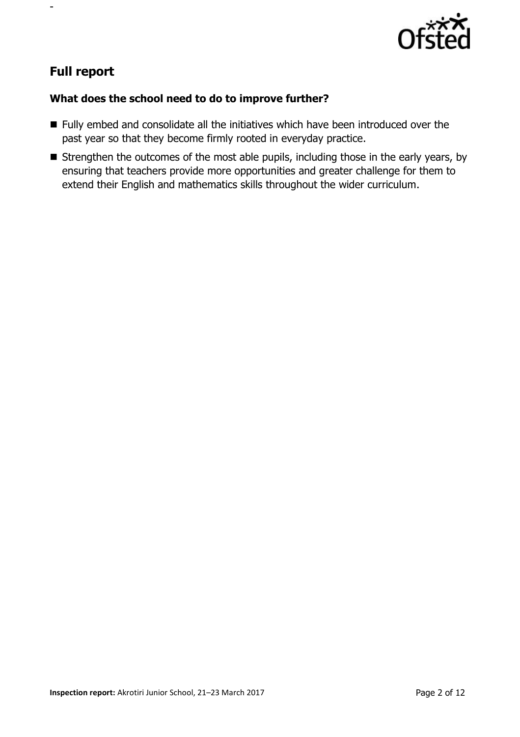## Full report

### What does the school need to do to improve further?

- Fully embed and consolidate all the initiatives which have been introduced over the past year so that they become firmly rooted in everyday practice.
- Strengthen the outcomes of the most able pupils, including those in the early years, by ensuring that teachers provide more opportunities and greater challenge for them to extend their English and mathematics skills throughout the wider curriculum.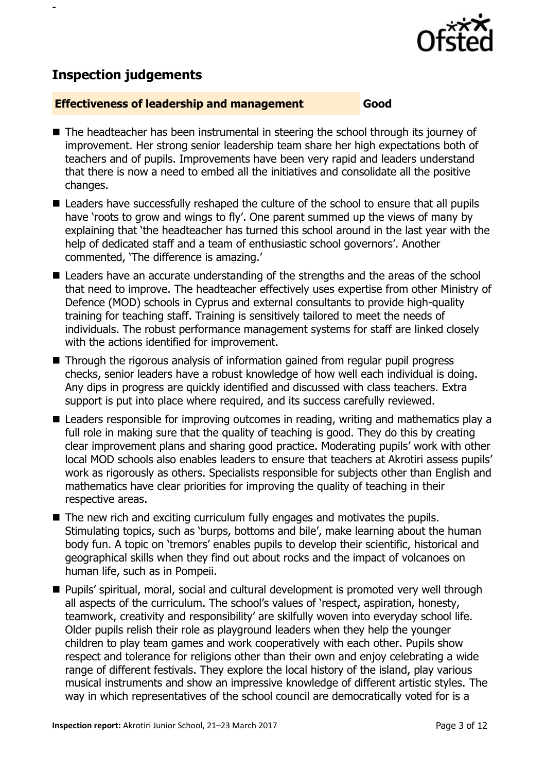## Inspection judgements

**Effectiveness of leadership and management** **Good**

- The headteacher has been instrumental in steering the school through its journey of improvement. Her strong senior leadership team share her high expectations both of teachers and of pupils. Improvements have been very rapid and leaders understand that there is now a need to embed all the initiatives and consolidate all the positive changes.
- Leaders have successfully reshaped the culture of the school to ensure that all pupils have 'roots to grow and wings to fly'. One parent summed up the views of many by explaining that 'the headteacher has turned this school around in the last year with the help of dedicated staff and a team of enthusiastic school governors'. Another commented, 'The difference is amazing.'
- Leaders have an accurate understanding of the strengths and the areas of the school that need to improve. The headteacher effectively uses expertise from other Ministry of Defence (MOD) schools in Cyprus and external consultants to provide high-quality training for teaching staff. Training is sensitively tailored to meet the needs of individuals. The robust performance management systems for staff are linked closely with the actions identified for improvement.
- Through the rigorous analysis of information gained from regular pupil progress checks, senior leaders have a robust knowledge of how well each individual is doing. Any dips in progress are quickly identified and discussed with class teachers. Extra support is put into place where required, and its success carefully reviewed.
- Leaders responsible for improving outcomes in reading, writing and mathematics play a full role in making sure that the quality of teaching is good. They do this by creating clear improvement plans and sharing good practice. Moderating pupils' work with other local MOD schools also enables leaders to ensure that teachers at Akrotiri assess pupils' work as rigorously as others. Specialists responsible for subjects other than English and mathematics have clear priorities for improving the quality of teaching in their respective areas.
- The new rich and exciting curriculum fully engages and motivates the pupils. Stimulating topics, such as 'burps, bottoms and bile', make learning about the human body fun. A topic on 'tremors' enables pupils to develop their scientific, historical and geographical skills when they find out about rocks and the impact of volcanoes on human life, such as in Pompeii.
- Pupils' spiritual, moral, social and cultural development is promoted very well through all aspects of the curriculum. The school's values of 'respect, aspiration, honesty, teamwork, creativity and responsibility' are skilfully woven into everyday school life. Older pupils relish their role as playground leaders when they help the younger children to play team games and work cooperatively with each other. Pupils show respect and tolerance for religions other than their own and enjoy celebrating a wide range of different festivals. They explore the local history of the island, play various musical instruments and show an impressive knowledge of different artistic styles. The way in which representatives of the school council are democratically voted for is a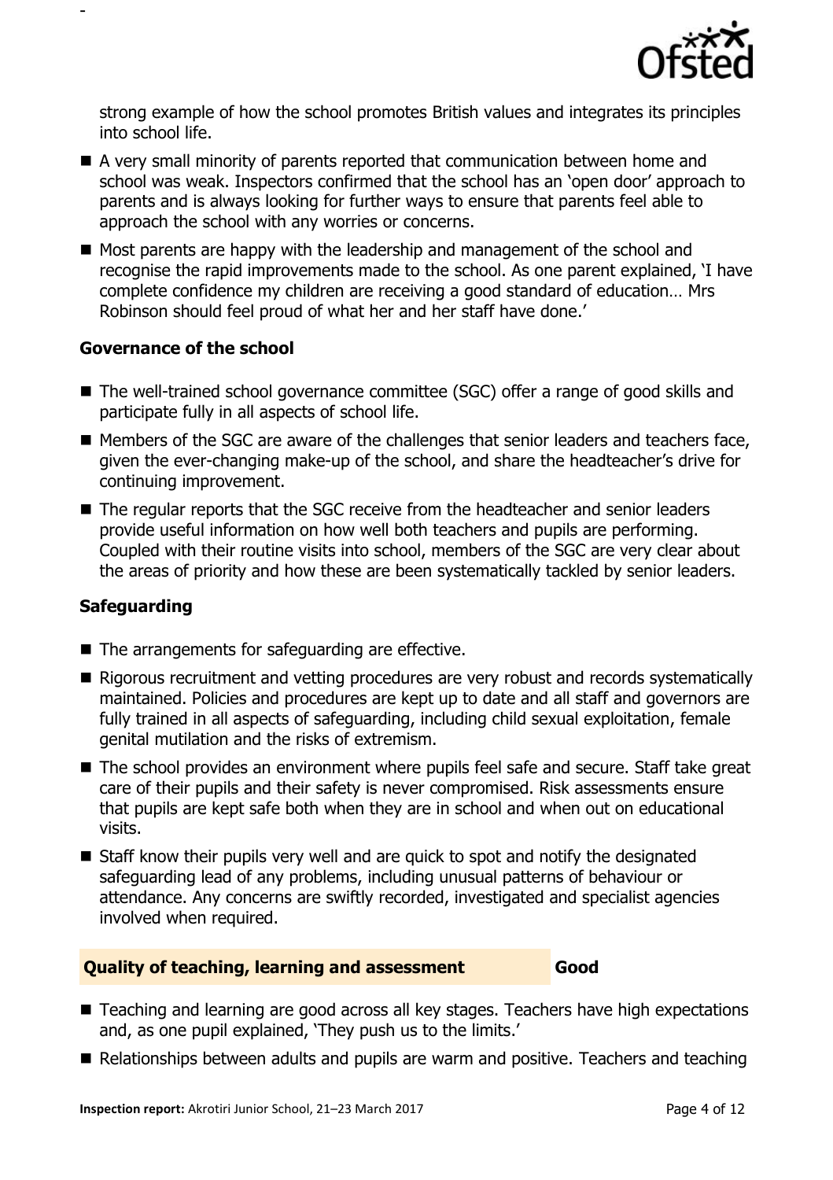strong example of how the school promotes British values and integrates its principles into school life.

- A very small minority of parents reported that communication between home and school was weak. Inspectors confirmed that the school has an 'open door' approach to parents and is always looking for further ways to ensure that parents feel able to approach the school with any worries or concerns.
- Most parents are happy with the leadership and management of the school and recognise the rapid improvements made to the school. As one parent explained, 'I have complete confidence my children are receiving a good standard of education… Mrs Robinson should feel proud of what her and her staff have done.'

### Governance of the school

- The well-trained school governance committee (SGC) offer a range of good skills and participate fully in all aspects of school life.
- Members of the SGC are aware of the challenges that senior leaders and teachers face, given the ever-changing make-up of the school, and share the headteacher's drive for continuing improvement.
- The regular reports that the SGC receive from the headteacher and senior leaders provide useful information on how well both teachers and pupils are performing. Coupled with their routine visits into school, members of the SGC are very clear about the areas of priority and how these are been systematically tackled by senior leaders.

### Safeguarding

- The arrangements for safeguarding are effective.
- Rigorous recruitment and vetting procedures are very robust and records systematically maintained. Policies and procedures are kept up to date and all staff and governors are fully trained in all aspects of safeguarding, including child sexual exploitation, female genital mutilation and the risks of extremism.
- The school provides an environment where pupils feel safe and secure. Staff take great care of their pupils and their safety is never compromised. Risk assessments ensure that pupils are kept safe both when they are in school and when out on educational visits.
- Staff know their pupils very well and are quick to spot and notify the designated safeguarding lead of any problems, including unusual patterns of behaviour or attendance. Any concerns are swiftly recorded, investigated and specialist agencies involved when required.

## Quality of teaching, learning and assessment — Good

- Teaching and learning are good across all key stages. Teachers have high expectations and, as one pupil explained, 'They push us to the limits.'
- Relationships between adults and pupils are warm and positive. Teachers and teaching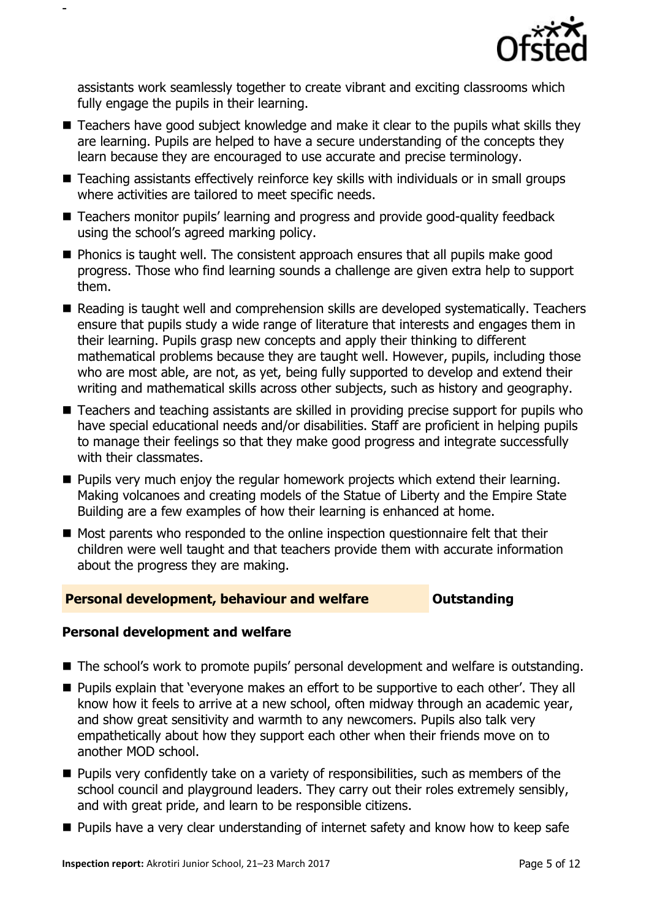assistants work seamlessly together to create vibrant and exciting classrooms which fully engage the pupils in their learning.

- Teachers have good subject knowledge and make it clear to the pupils what skills they are learning. Pupils are helped to have a secure understanding of the concepts they learn because they are encouraged to use accurate and precise terminology.
- Teaching assistants effectively reinforce key skills with individuals or in small groups where activities are tailored to meet specific needs.
- Teachers monitor pupils' learning and progress and provide good-quality feedback using the school's agreed marking policy.
- Phonics is taught well. The consistent approach ensures that all pupils make good progress. Those who find learning sounds a challenge are given extra help to support them.
- Reading is taught well and comprehension skills are developed systematically. Teachers ensure that pupils study a wide range of literature that interests and engages them in their learning. Pupils grasp new concepts and apply their thinking to different mathematical problems because they are taught well. However, pupils, including those who are most able, are not, as yet, being fully supported to develop and extend their writing and mathematical skills across other subjects, such as history and geography.
- Teachers and teaching assistants are skilled in providing precise support for pupils who have special educational needs and/or disabilities. Staff are proficient in helping pupils to manage their feelings so that they make good progress and integrate successfully with their classmates.
- Pupils very much enjoy the regular homework projects which extend their learning. Making volcanoes and creating models of the Statue of Liberty and the Empire State Building are a few examples of how their learning is enhanced at home.
- Most parents who responded to the online inspection questionnaire felt that their children were well taught and that teachers provide them with accurate information about the progress they are making.

## Personal development, behaviour and welfare — Outstanding

### Personal development and welfare

- The school's work to promote pupils' personal development and welfare is outstanding.
- Pupils explain that 'everyone makes an effort to be supportive to each other'. They all know how it feels to arrive at a new school, often midway through an academic year, and show great sensitivity and warmth to any newcomers. Pupils also talk very empathetically about how they support each other when their friends move on to another MOD school.
- Pupils very confidently take on a variety of responsibilities, such as members of the school council and playground leaders. They carry out their roles extremely sensibly, and with great pride, and learn to be responsible citizens.
- Pupils have a very clear understanding of internet safety and know how to keep safe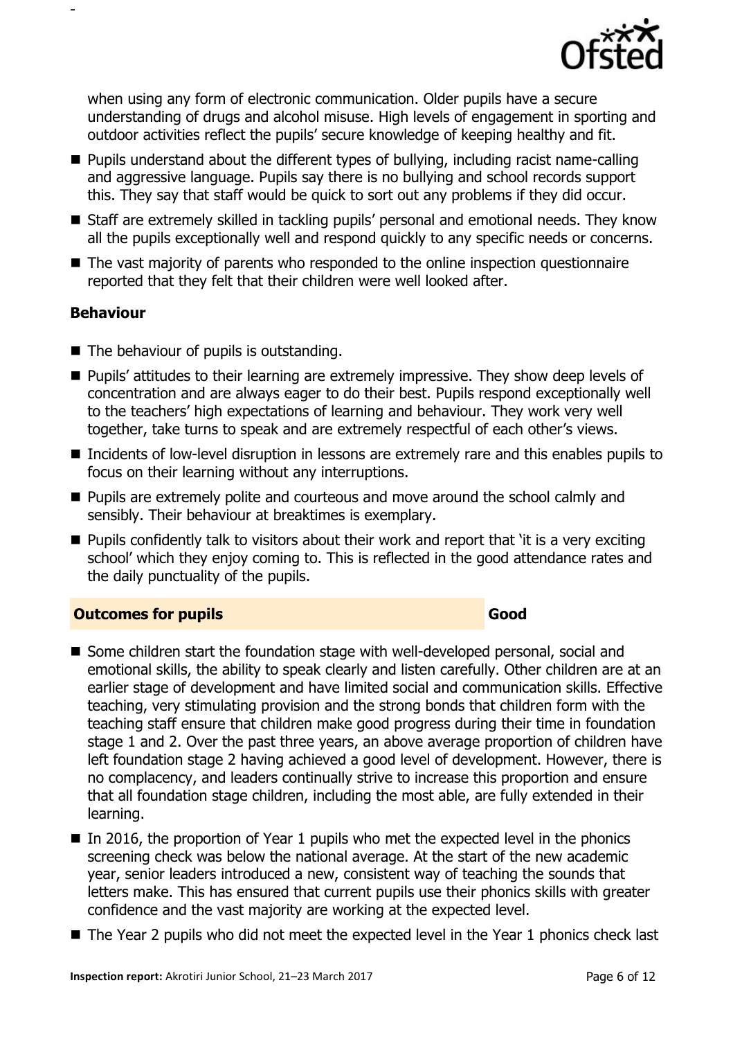when using any form of electronic communication. Older pupils have a secure understanding of drugs and alcohol misuse. High levels of engagement in sporting and outdoor activities reflect the pupils' secure knowledge of keeping healthy and fit.

- Pupils understand about the different types of bullying, including racist name-calling and aggressive language. Pupils say there is no bullying and school records support this. They say that staff would be quick to sort out any problems if they did occur.
- Staff are extremely skilled in tackling pupils' personal and emotional needs. They know all the pupils exceptionally well and respond quickly to any specific needs or concerns.
- The vast majority of parents who responded to the online inspection questionnaire reported that they felt that their children were well looked after.

**Behaviour**

- The behaviour of pupils is outstanding.
- Pupils' attitudes to their learning are extremely impressive. They show deep levels of concentration and are always eager to do their best. Pupils respond exceptionally well to the teachers' high expectations of learning and behaviour. They work very well together, take turns to speak and are extremely respectful of each other's views.
- Incidents of low-level disruption in lessons are extremely rare and this enables pupils to focus on their learning without any interruptions.
- Pupils are extremely polite and courteous and move around the school calmly and sensibly. Their behaviour at breaktimes is exemplary.
- Pupils confidently talk to visitors about their work and report that 'it is a very exciting school' which they enjoy coming to. This is reflected in the good attendance rates and the daily punctuality of the pupils.

## Outcomes for pupils — Good

- Some children start the foundation stage with well-developed personal, social and emotional skills, the ability to speak clearly and listen carefully. Other children are at an earlier stage of development and have limited social and communication skills. Effective teaching, very stimulating provision and the strong bonds that children form with the teaching staff ensure that children make good progress during their time in foundation stage 1 and 2. Over the past three years, an above average proportion of children have left foundation stage 2 having achieved a good level of development. However, there is no complacency, and leaders continually strive to increase this proportion and ensure that all foundation stage children, including the most able, are fully extended in their learning.
- In 2016, the proportion of Year 1 pupils who met the expected level in the phonics screening check was below the national average. At the start of the new academic year, senior leaders introduced a new, consistent way of teaching the sounds that letters make. This has ensured that current pupils use their phonics skills with greater confidence and the vast majority are working at the expected level.
- The Year 2 pupils who did not meet the expected level in the Year 1 phonics check last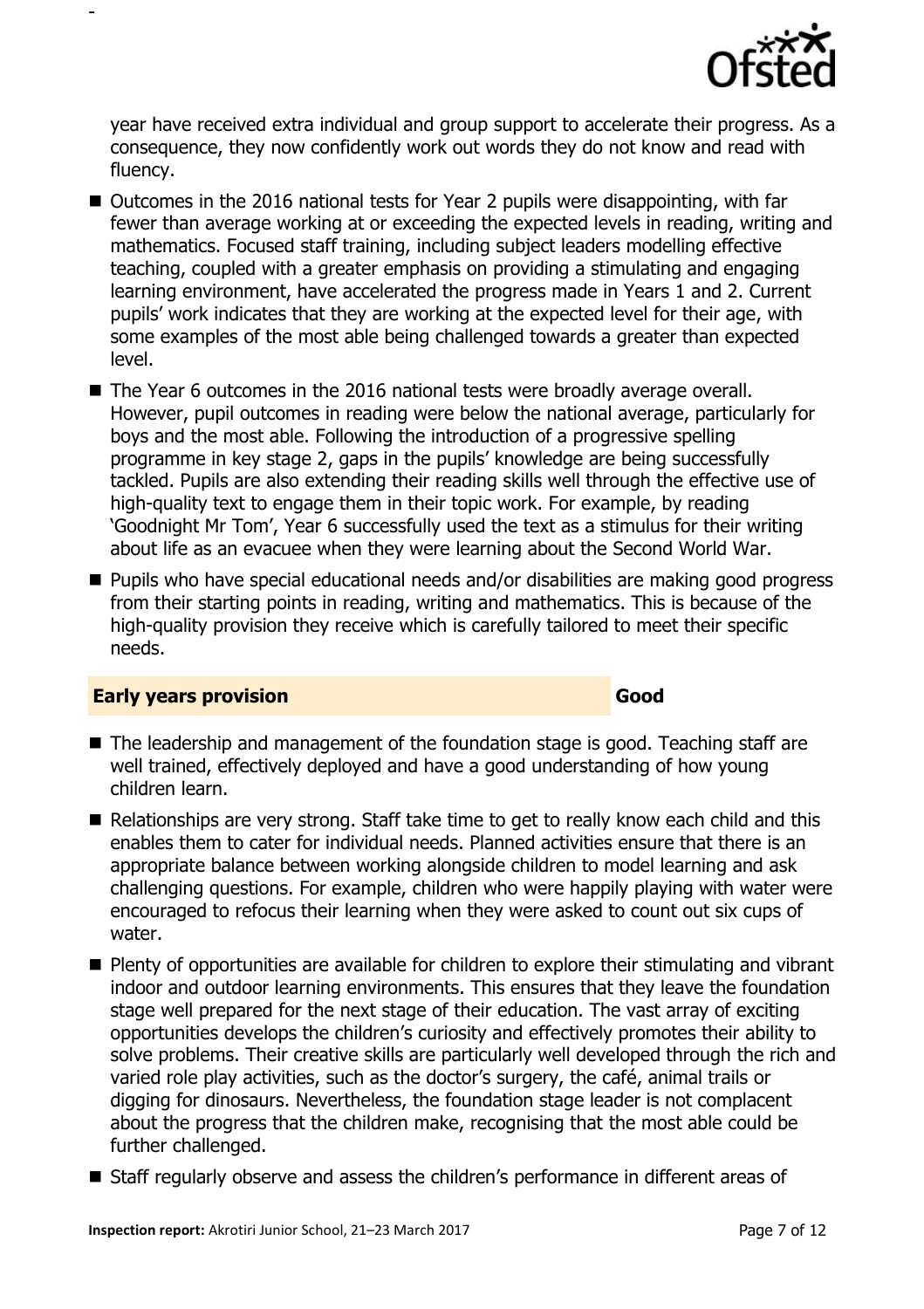year have received extra individual and group support to accelerate their progress. As a consequence, they now confidently work out words they do not know and read with fluency.

- Outcomes in the 2016 national tests for Year 2 pupils were disappointing, with far fewer than average working at or exceeding the expected levels in reading, writing and mathematics. Focused staff training, including subject leaders modelling effective teaching, coupled with a greater emphasis on providing a stimulating and engaging learning environment, have accelerated the progress made in Years 1 and 2. Current pupils' work indicates that they are working at the expected level for their age, with some examples of the most able being challenged towards a greater than expected level.
- The Year 6 outcomes in the 2016 national tests were broadly average overall. However, pupil outcomes in reading were below the national average, particularly for boys and the most able. Following the introduction of a progressive spelling programme in key stage 2, gaps in the pupils' knowledge are being successfully tackled. Pupils are also extending their reading skills well through the effective use of high-quality text to engage them in their topic work. For example, by reading 'Goodnight Mr Tom', Year 6 successfully used the text as a stimulus for their writing about life as an evacuee when they were learning about the Second World War.
- Pupils who have special educational needs and/or disabilities are making good progress from their starting points in reading, writing and mathematics. This is because of the high-quality provision they receive which is carefully tailored to meet their specific needs.

## Early years provision — Good

- The leadership and management of the foundation stage is good. Teaching staff are well trained, effectively deployed and have a good understanding of how young children learn.
- Relationships are very strong. Staff take time to get to really know each child and this enables them to cater for individual needs. Planned activities ensure that there is an appropriate balance between working alongside children to model learning and ask challenging questions. For example, children who were happily playing with water were encouraged to refocus their learning when they were asked to count out six cups of water.
- Plenty of opportunities are available for children to explore their stimulating and vibrant indoor and outdoor learning environments. This ensures that they leave the foundation stage well prepared for the next stage of their education. The vast array of exciting opportunities develops the children's curiosity and effectively promotes their ability to solve problems. Their creative skills are particularly well developed through the rich and varied role play activities, such as the doctor's surgery, the café, animal trails or digging for dinosaurs. Nevertheless, the foundation stage leader is not complacent about the progress that the children make, recognising that the most able could be further challenged.
- Staff regularly observe and assess the children's performance in different areas of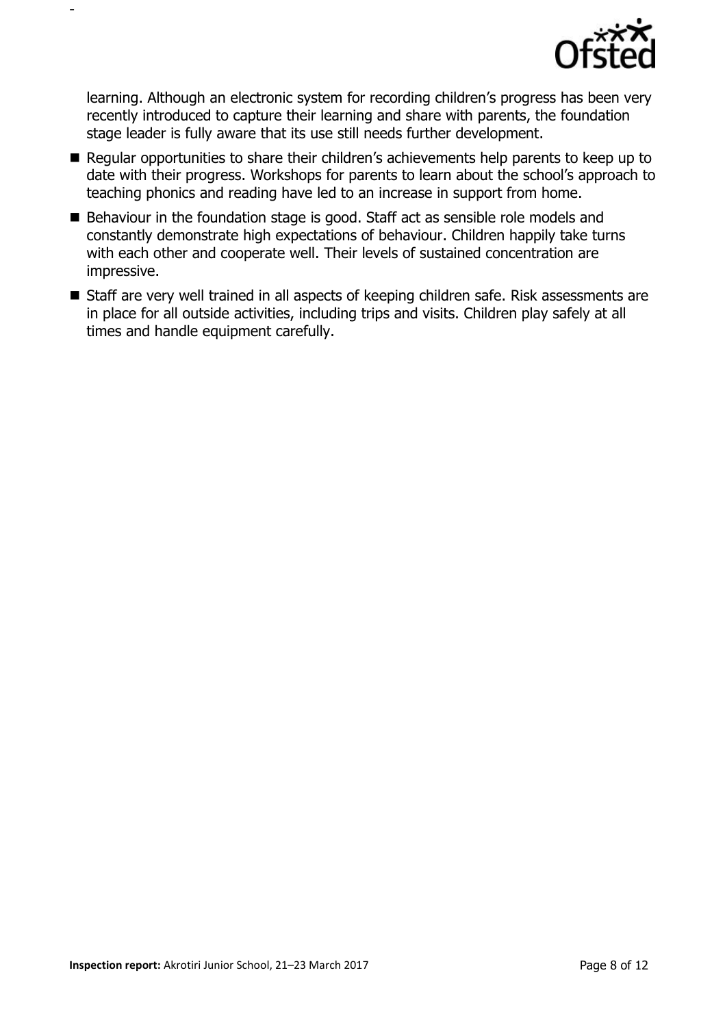learning. Although an electronic system for recording children's progress has been very recently introduced to capture their learning and share with parents, the foundation stage leader is fully aware that its use still needs further development.

- Regular opportunities to share their children's achievements help parents to keep up to date with their progress. Workshops for parents to learn about the school's approach to teaching phonics and reading have led to an increase in support from home.
- Behaviour in the foundation stage is good. Staff act as sensible role models and constantly demonstrate high expectations of behaviour. Children happily take turns with each other and cooperate well. Their levels of sustained concentration are impressive.
- Staff are very well trained in all aspects of keeping children safe. Risk assessments are in place for all outside activities, including trips and visits. Children play safely at all times and handle equipment carefully.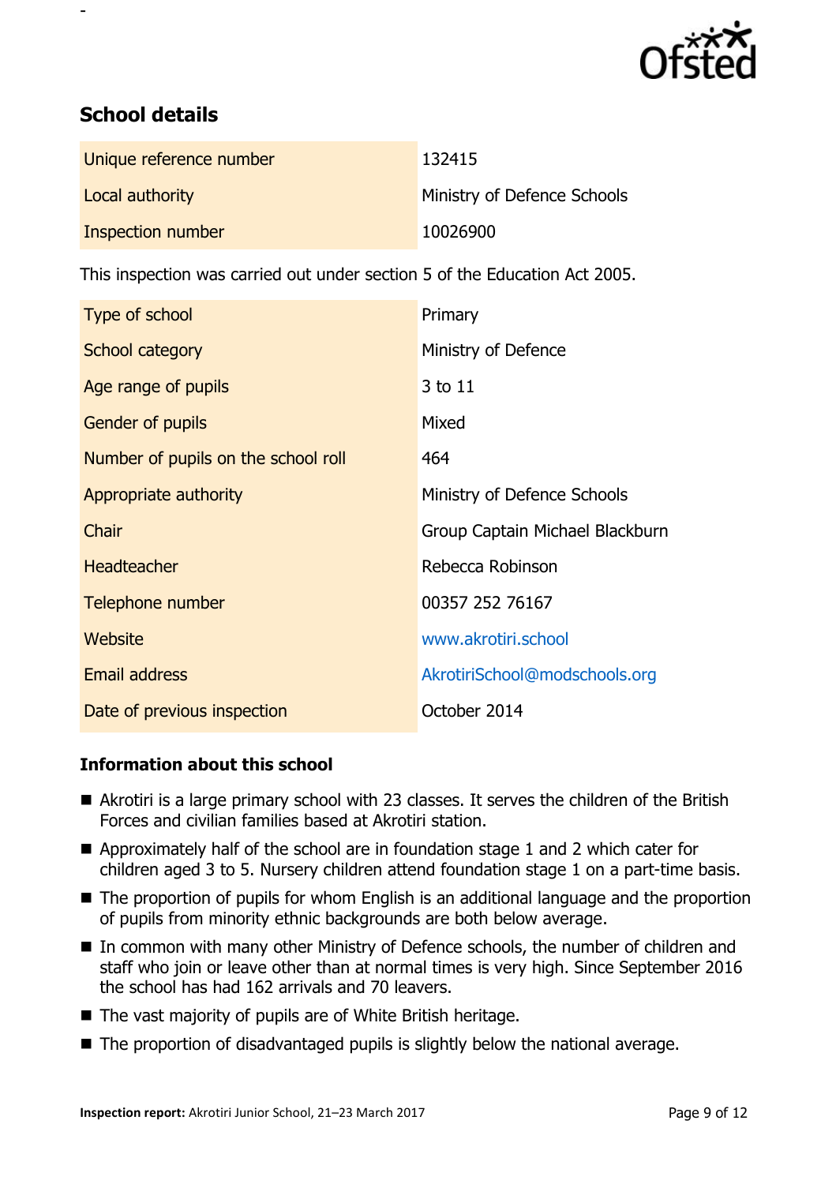## School details

| | |
|---|---|
| Unique reference number | 132415 |
| Local authority | Ministry of Defence Schools |
| Inspection number | 10026900 |

This inspection was carried out under section 5 of the Education Act 2005.

| | |
|---|---|
| Type of school | Primary |
| School category | Ministry of Defence |
| Age range of pupils | 3 to 11 |
| Gender of pupils | Mixed |
| Number of pupils on the school roll | 464 |
| Appropriate authority | Ministry of Defence Schools |
| Chair | Group Captain Michael Blackburn |
| Headteacher | Rebecca Robinson |
| Telephone number | 00357 252 76167 |
| Website | www.akrotiri.school |
| Email address | AkrotiriSchool@modschools.org |
| Date of previous inspection | October 2014 |

### Information about this school

- Akrotiri is a large primary school with 23 classes. It serves the children of the British Forces and civilian families based at Akrotiri station.
- Approximately half of the school are in foundation stage 1 and 2 which cater for children aged 3 to 5. Nursery children attend foundation stage 1 on a part-time basis.
- The proportion of pupils for whom English is an additional language and the proportion of pupils from minority ethnic backgrounds are both below average.
- In common with many other Ministry of Defence schools, the number of children and staff who join or leave other than at normal times is very high. Since September 2016 the school has had 162 arrivals and 70 leavers.
- The vast majority of pupils are of White British heritage.
- The proportion of disadvantaged pupils is slightly below the national average.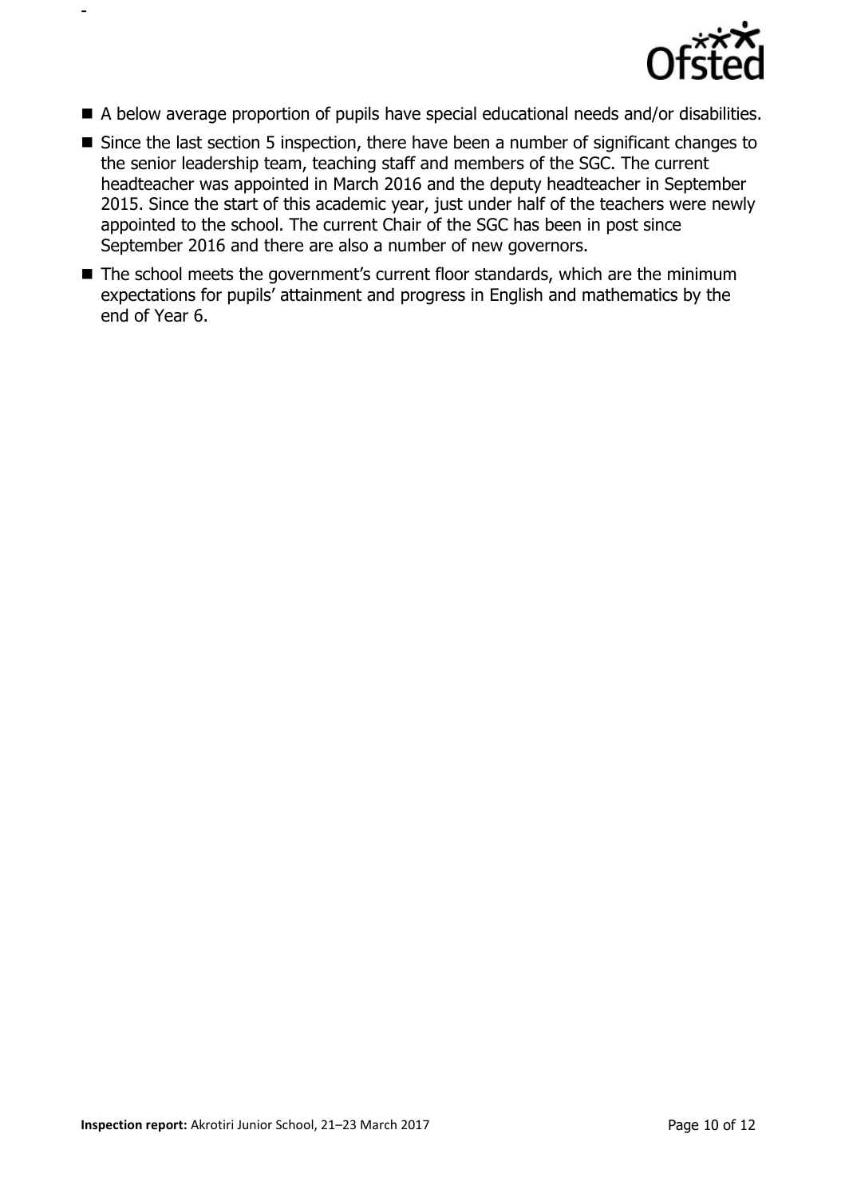- A below average proportion of pupils have special educational needs and/or disabilities.
- Since the last section 5 inspection, there have been a number of significant changes to the senior leadership team, teaching staff and members of the SGC. The current headteacher was appointed in March 2016 and the deputy headteacher in September 2015. Since the start of this academic year, just under half of the teachers were newly appointed to the school. The current Chair of the SGC has been in post since September 2016 and there are also a number of new governors.
- The school meets the government's current floor standards, which are the minimum expectations for pupils' attainment and progress in English and mathematics by the end of Year 6.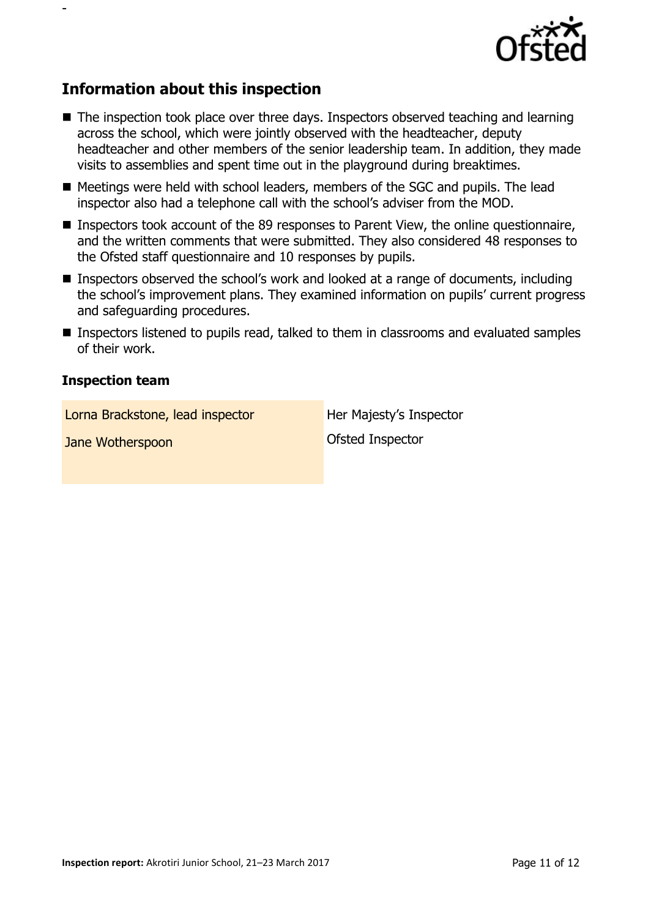## Information about this inspection

- The inspection took place over three days. Inspectors observed teaching and learning across the school, which were jointly observed with the headteacher, deputy headteacher and other members of the senior leadership team. In addition, they made visits to assemblies and spent time out in the playground during breaktimes.
- Meetings were held with school leaders, members of the SGC and pupils. The lead inspector also had a telephone call with the school's adviser from the MOD.
- Inspectors took account of the 89 responses to Parent View, the online questionnaire, and the written comments that were submitted. They also considered 48 responses to the Ofsted staff questionnaire and 10 responses by pupils.
- Inspectors observed the school's work and looked at a range of documents, including the school's improvement plans. They examined information on pupils' current progress and safeguarding procedures.
- Inspectors listened to pupils read, talked to them in classrooms and evaluated samples of their work.

### Inspection team

| | |
|---|---|
| Lorna Brackstone, lead inspector | Her Majesty's Inspector |
| Jane Wotherspoon | Ofsted Inspector |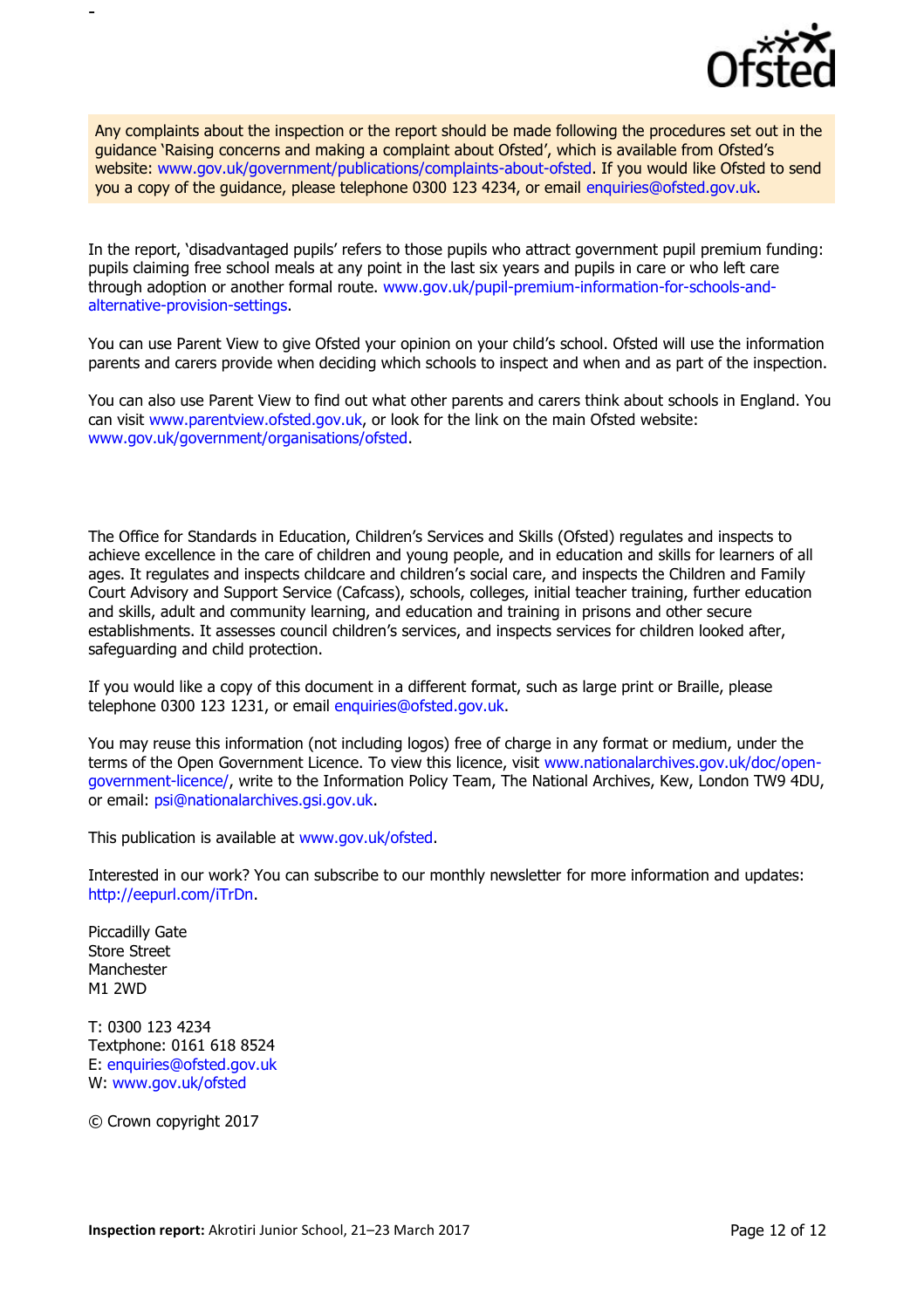Any complaints about the inspection or the report should be made following the procedures set out in the guidance 'Raising concerns and making a complaint about Ofsted', which is available from Ofsted's website: www.gov.uk/government/publications/complaints-about-ofsted. If you would like Ofsted to send you a copy of the guidance, please telephone 0300 123 4234, or email enquiries@ofsted.gov.uk.

In the report, 'disadvantaged pupils' refers to those pupils who attract government pupil premium funding: pupils claiming free school meals at any point in the last six years and pupils in care or who left care through adoption or another formal route. www.gov.uk/pupil-premium-information-for-schools-and-alternative-provision-settings.

You can use Parent View to give Ofsted your opinion on your child's school. Ofsted will use the information parents and carers provide when deciding which schools to inspect and when and as part of the inspection.

You can also use Parent View to find out what other parents and carers think about schools in England. You can visit www.parentview.ofsted.gov.uk, or look for the link on the main Ofsted website: www.gov.uk/government/organisations/ofsted.

The Office for Standards in Education, Children's Services and Skills (Ofsted) regulates and inspects to achieve excellence in the care of children and young people, and in education and skills for learners of all ages. It regulates and inspects childcare and children's social care, and inspects the Children and Family Court Advisory and Support Service (Cafcass), schools, colleges, initial teacher training, further education and skills, adult and community learning, and education and training in prisons and other secure establishments. It assesses council children's services, and inspects services for children looked after, safeguarding and child protection.

If you would like a copy of this document in a different format, such as large print or Braille, please telephone 0300 123 1231, or email enquiries@ofsted.gov.uk.

You may reuse this information (not including logos) free of charge in any format or medium, under the terms of the Open Government Licence. To view this licence, visit www.nationalarchives.gov.uk/doc/open-government-licence/, write to the Information Policy Team, The National Archives, Kew, London TW9 4DU, or email: psi@nationalarchives.gsi.gov.uk.

This publication is available at www.gov.uk/ofsted.

Interested in our work? You can subscribe to our monthly newsletter for more information and updates: http://eepurl.com/iTrDn.

Piccadilly Gate
Store Street
Manchester
M1 2WD

T: 0300 123 4234
Textphone: 0161 618 8524
E: enquiries@ofsted.gov.uk
W: www.gov.uk/ofsted

© Crown copyright 2017